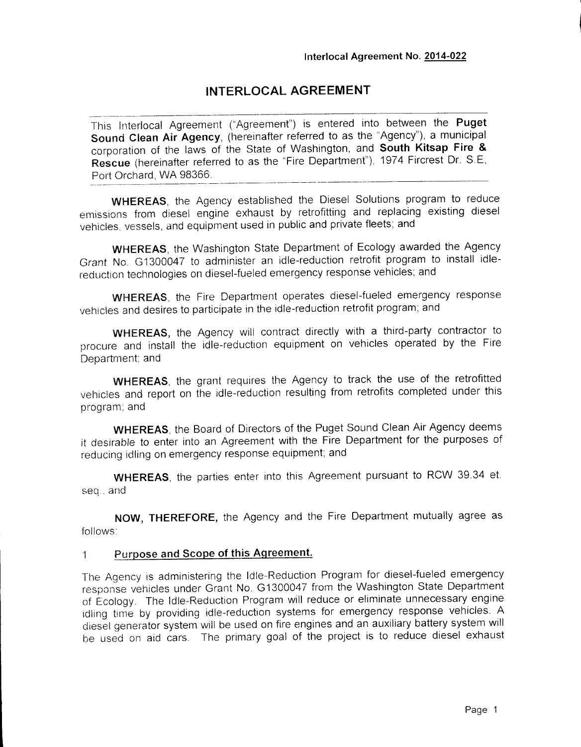Interlocal Agreement No. **2014-022**

# INTERLOCAL AGREEMENT

This Interlocal Agreement ("Agreement") is entered into between the **Puget Sound Clean Air Agency**, (hereinafter referred to as the "Agency"), a municipal corporation of the laws of the State of Washington, and **South Kitsap Fire & Rescue** (hereinafter referred to as the "Fire Department"), 1974 Fircrest Dr. S.E, Port Orchard, WA 98366.

**WHEREAS**, the Agency established the Diesel Solutions program to reduce emissions from diesel engine exhaust by retrofitting and replacing existing diesel vehicles, vessels, and equipment used in public and private fleets; and

**WHEREAS**, the Washington State Department of Ecology awarded the Agency Grant No. G1300047 to administer an idle-reduction retrofit program to install idle-reduction technologies on diesel-fueled emergency response vehicles; and

**WHEREAS**, the Fire Department operates diesel-fueled emergency response vehicles and desires to participate in the idle-reduction retrofit program; and

**WHEREAS,** the Agency will contract directly with a third-party contractor to procure and install the idle-reduction equipment on vehicles operated by the Fire Department; and

**WHEREAS**, the grant requires the Agency to track the use of the retrofitted vehicles and report on the idle-reduction resulting from retrofits completed under this program; and

**WHEREAS**, the Board of Directors of the Puget Sound Clean Air Agency deems it desirable to enter into an Agreement with the Fire Department for the purposes of reducing idling on emergency response equipment; and

**WHEREAS**, the parties enter into this Agreement pursuant to RCW 39.34 et. seq., and

**NOW, THEREFORE,** the Agency and the Fire Department mutually agree as follows:

## 1 Purpose and Scope of this Agreement.

The Agency is administering the Idle-Reduction Program for diesel-fueled emergency response vehicles under Grant No. G1300047 from the Washington State Department of Ecology. The Idle-Reduction Program will reduce or eliminate unnecessary engine idling time by providing idle-reduction systems for emergency response vehicles. A diesel generator system will be used on fire engines and an auxiliary battery system will be used on aid cars. The primary goal of the project is to reduce diesel exhaust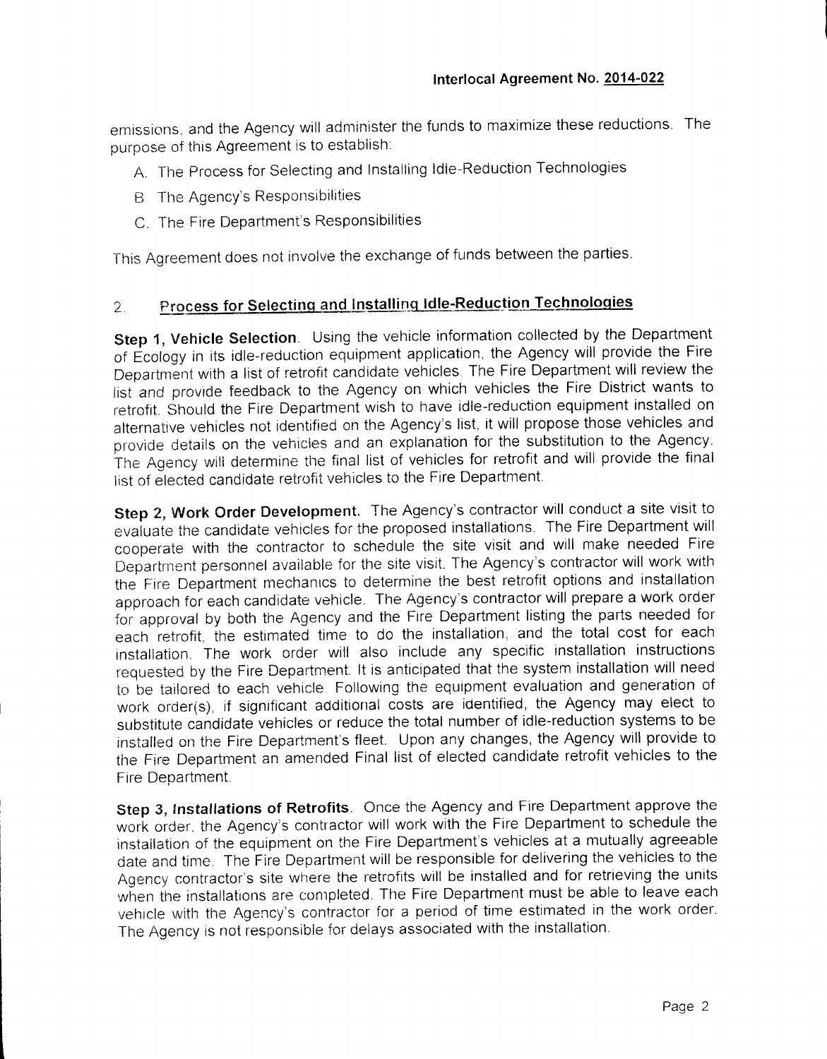emissions, and the Agency will administer the funds to maximize these reductions. The purpose of this Agreement is to establish:

A. The Process for Selecting and Installing Idle-Reduction Technologies

B. The Agency's Responsibilities

C. The Fire Department's Responsibilities

This Agreement does not involve the exchange of funds between the parties.

## 2. Process for Selecting and Installing Idle-Reduction Technologies

**Step 1, Vehicle Selection**. Using the vehicle information collected by the Department of Ecology in its idle-reduction equipment application, the Agency will provide the Fire Department with a list of retrofit candidate vehicles. The Fire Department will review the list and provide feedback to the Agency on which vehicles the Fire District wants to retrofit. Should the Fire Department wish to have idle-reduction equipment installed on alternative vehicles not identified on the Agency's list, it will propose those vehicles and provide details on the vehicles and an explanation for the substitution to the Agency. The Agency will determine the final list of vehicles for retrofit and will provide the final list of elected candidate retrofit vehicles to the Fire Department.

**Step 2, Work Order Development.** The Agency's contractor will conduct a site visit to evaluate the candidate vehicles for the proposed installations. The Fire Department will cooperate with the contractor to schedule the site visit and will make needed Fire Department personnel available for the site visit. The Agency's contractor will work with the Fire Department mechanics to determine the best retrofit options and installation approach for each candidate vehicle. The Agency's contractor will prepare a work order for approval by both the Agency and the Fire Department listing the parts needed for each retrofit, the estimated time to do the installation, and the total cost for each installation. The work order will also include any specific installation instructions requested by the Fire Department. It is anticipated that the system installation will need to be tailored to each vehicle. Following the equipment evaluation and generation of work order(s), if significant additional costs are identified, the Agency may elect to substitute candidate vehicles or reduce the total number of idle-reduction systems to be installed on the Fire Department's fleet. Upon any changes, the Agency will provide to the Fire Department an amended Final list of elected candidate retrofit vehicles to the Fire Department.

**Step 3, Installations of Retrofits**. Once the Agency and Fire Department approve the work order, the Agency's contractor will work with the Fire Department to schedule the installation of the equipment on the Fire Department's vehicles at a mutually agreeable date and time. The Fire Department will be responsible for delivering the vehicles to the Agency contractor's site where the retrofits will be installed and for retrieving the units when the installations are completed. The Fire Department must be able to leave each vehicle with the Agency's contractor for a period of time estimated in the work order. The Agency is not responsible for delays associated with the installation.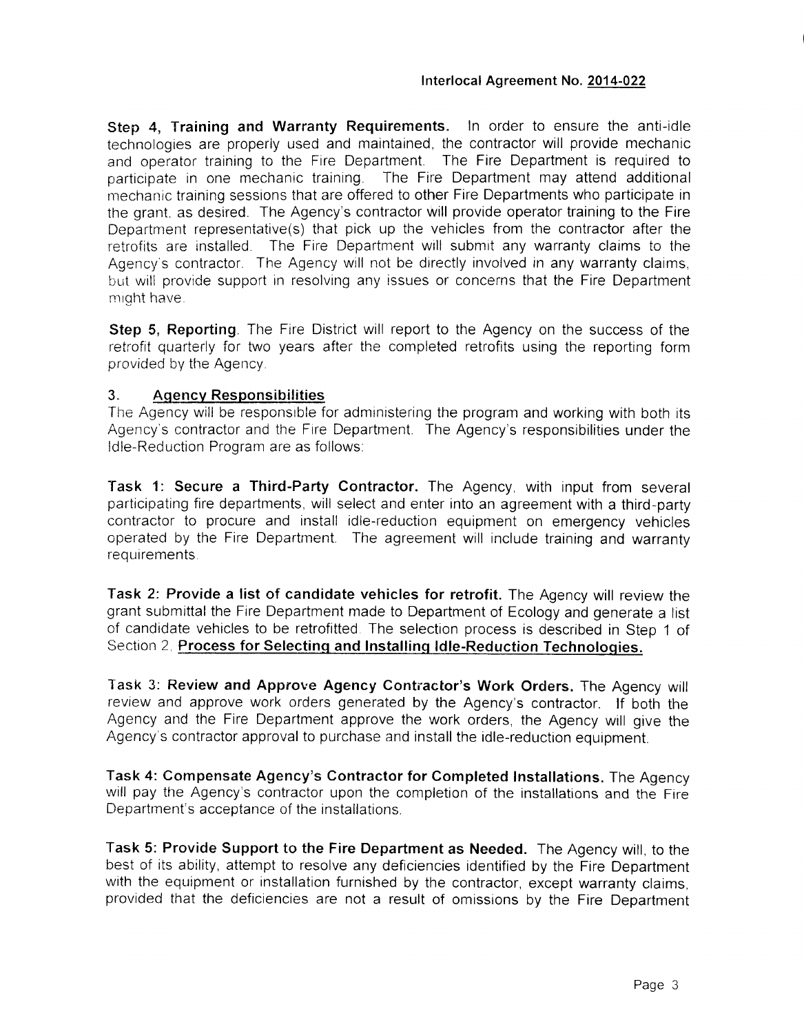**Step 4, Training and Warranty Requirements.** In order to ensure the anti-idle technologies are properly used and maintained, the contractor will provide mechanic and operator training to the Fire Department. The Fire Department is required to participate in one mechanic training. The Fire Department may attend additional mechanic training sessions that are offered to other Fire Departments who participate in the grant, as desired. The Agency's contractor will provide operator training to the Fire Department representative(s) that pick up the vehicles from the contractor after the retrofits are installed. The Fire Department will submit any warranty claims to the Agency's contractor. The Agency will not be directly involved in any warranty claims, but will provide support in resolving any issues or concerns that the Fire Department might have.

**Step 5, Reporting**. The Fire District will report to the Agency on the success of the retrofit quarterly for two years after the completed retrofits using the reporting form provided by the Agency.

## 3. Agency Responsibilities

The Agency will be responsible for administering the program and working with both its Agency's contractor and the Fire Department. The Agency's responsibilities under the Idle-Reduction Program are as follows:

**Task 1: Secure a Third-Party Contractor.** The Agency, with input from several participating fire departments, will select and enter into an agreement with a third-party contractor to procure and install idle-reduction equipment on emergency vehicles operated by the Fire Department. The agreement will include training and warranty requirements.

**Task 2: Provide a list of candidate vehicles for retrofit.** The Agency will review the grant submittal the Fire Department made to Department of Ecology and generate a list of candidate vehicles to be retrofitted. The selection process is described in Step 1 of Section 2, **Process for Selecting and Installing Idle-Reduction Technologies.**

**Task 3: Review and Approve Agency Contractor's Work Orders.** The Agency will review and approve work orders generated by the Agency's contractor. If both the Agency and the Fire Department approve the work orders, the Agency will give the Agency's contractor approval to purchase and install the idle-reduction equipment.

**Task 4: Compensate Agency's Contractor for Completed Installations.** The Agency will pay the Agency's contractor upon the completion of the installations and the Fire Department's acceptance of the installations.

**Task 5: Provide Support to the Fire Department as Needed.** The Agency will, to the best of its ability, attempt to resolve any deficiencies identified by the Fire Department with the equipment or installation furnished by the contractor, except warranty claims, provided that the deficiencies are not a result of omissions by the Fire Department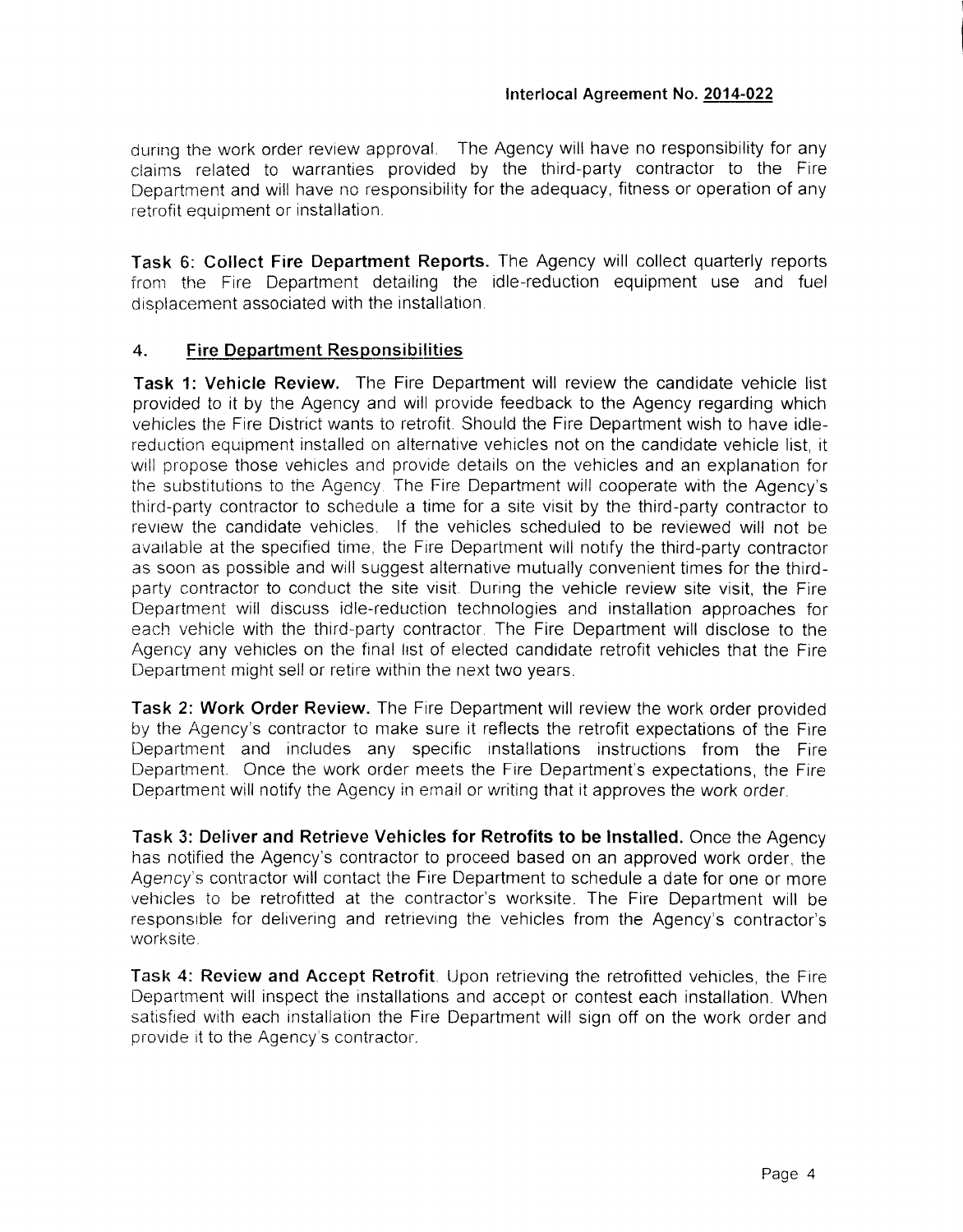during the work order review approval. The Agency will have no responsibility for any claims related to warranties provided by the third-party contractor to the Fire Department and will have no responsibility for the adequacy, fitness or operation of any retrofit equipment or installation.

**Task 6: Collect Fire Department Reports.** The Agency will collect quarterly reports from the Fire Department detailing the idle-reduction equipment use and fuel displacement associated with the installation.

## 4. Fire Department Responsibilities

**Task 1: Vehicle Review.** The Fire Department will review the candidate vehicle list provided to it by the Agency and will provide feedback to the Agency regarding which vehicles the Fire District wants to retrofit. Should the Fire Department wish to have idle-reduction equipment installed on alternative vehicles not on the candidate vehicle list, it will propose those vehicles and provide details on the vehicles and an explanation for the substitutions to the Agency. The Fire Department will cooperate with the Agency's third-party contractor to schedule a time for a site visit by the third-party contractor to review the candidate vehicles. If the vehicles scheduled to be reviewed will not be available at the specified time, the Fire Department will notify the third-party contractor as soon as possible and will suggest alternative mutually convenient times for the third-party contractor to conduct the site visit. During the vehicle review site visit, the Fire Department will discuss idle-reduction technologies and installation approaches for each vehicle with the third-party contractor. The Fire Department will disclose to the Agency any vehicles on the final list of elected candidate retrofit vehicles that the Fire Department might sell or retire within the next two years.

**Task 2: Work Order Review.** The Fire Department will review the work order provided by the Agency's contractor to make sure it reflects the retrofit expectations of the Fire Department and includes any specific installations instructions from the Fire Department. Once the work order meets the Fire Department's expectations, the Fire Department will notify the Agency in email or writing that it approves the work order.

**Task 3: Deliver and Retrieve Vehicles for Retrofits to be Installed.** Once the Agency has notified the Agency's contractor to proceed based on an approved work order, the Agency's contractor will contact the Fire Department to schedule a date for one or more vehicles to be retrofitted at the contractor's worksite. The Fire Department will be responsible for delivering and retrieving the vehicles from the Agency's contractor's worksite.

**Task 4: Review and Accept Retrofit.** Upon retrieving the retrofitted vehicles, the Fire Department will inspect the installations and accept or contest each installation. When satisfied with each installation the Fire Department will sign off on the work order and provide it to the Agency's contractor.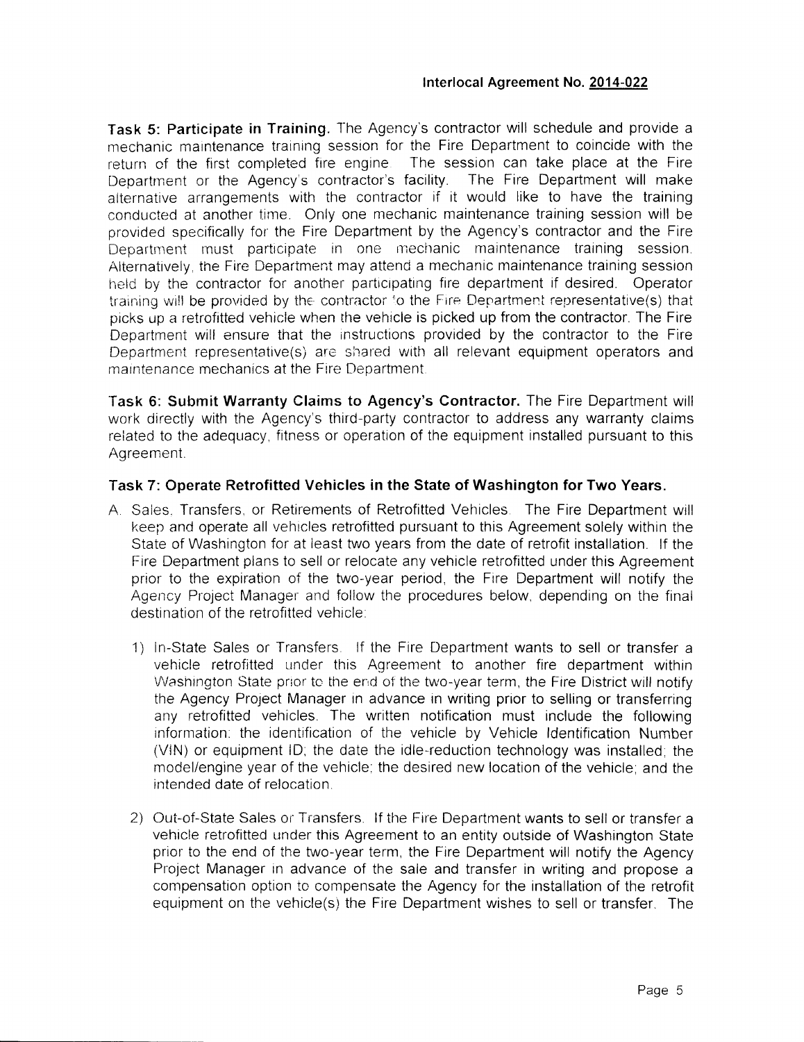**Task 5: Participate in Training.** The Agency's contractor will schedule and provide a mechanic maintenance training session for the Fire Department to coincide with the return of the first completed fire engine. The session can take place at the Fire Department or the Agency's contractor's facility. The Fire Department will make alternative arrangements with the contractor if it would like to have the training conducted at another time. Only one mechanic maintenance training session will be provided specifically for the Fire Department by the Agency's contractor and the Fire Department must participate in one mechanic maintenance training session. Alternatively, the Fire Department may attend a mechanic maintenance training session held by the contractor for another participating fire department if desired. Operator training will be provided by the contractor to the Fire Department representative(s) that picks up a retrofitted vehicle when the vehicle is picked up from the contractor. The Fire Department will ensure that the instructions provided by the contractor to the Fire Department representative(s) are shared with all relevant equipment operators and maintenance mechanics at the Fire Department.

**Task 6: Submit Warranty Claims to Agency's Contractor.** The Fire Department will work directly with the Agency's third-party contractor to address any warranty claims related to the adequacy, fitness or operation of the equipment installed pursuant to this Agreement.

**Task 7: Operate Retrofitted Vehicles in the State of Washington for Two Years.**

A. Sales, Transfers, or Retirements of Retrofitted Vehicles. The Fire Department will keep and operate all vehicles retrofitted pursuant to this Agreement solely within the State of Washington for at least two years from the date of retrofit installation. If the Fire Department plans to sell or relocate any vehicle retrofitted under this Agreement prior to the expiration of the two-year period, the Fire Department will notify the Agency Project Manager and follow the procedures below, depending on the final destination of the retrofitted vehicle:

   1) In-State Sales or Transfers. If the Fire Department wants to sell or transfer a vehicle retrofitted under this Agreement to another fire department within Washington State prior to the end of the two-year term, the Fire District will notify the Agency Project Manager in advance in writing prior to selling or transferring any retrofitted vehicles. The written notification must include the following information: the identification of the vehicle by Vehicle Identification Number (VIN) or equipment ID; the date the idle-reduction technology was installed; the model/engine year of the vehicle; the desired new location of the vehicle; and the intended date of relocation.

   2) Out-of-State Sales or Transfers. If the Fire Department wants to sell or transfer a vehicle retrofitted under this Agreement to an entity outside of Washington State prior to the end of the two-year term, the Fire Department will notify the Agency Project Manager in advance of the sale and transfer in writing and propose a compensation option to compensate the Agency for the installation of the retrofit equipment on the vehicle(s) the Fire Department wishes to sell or transfer. The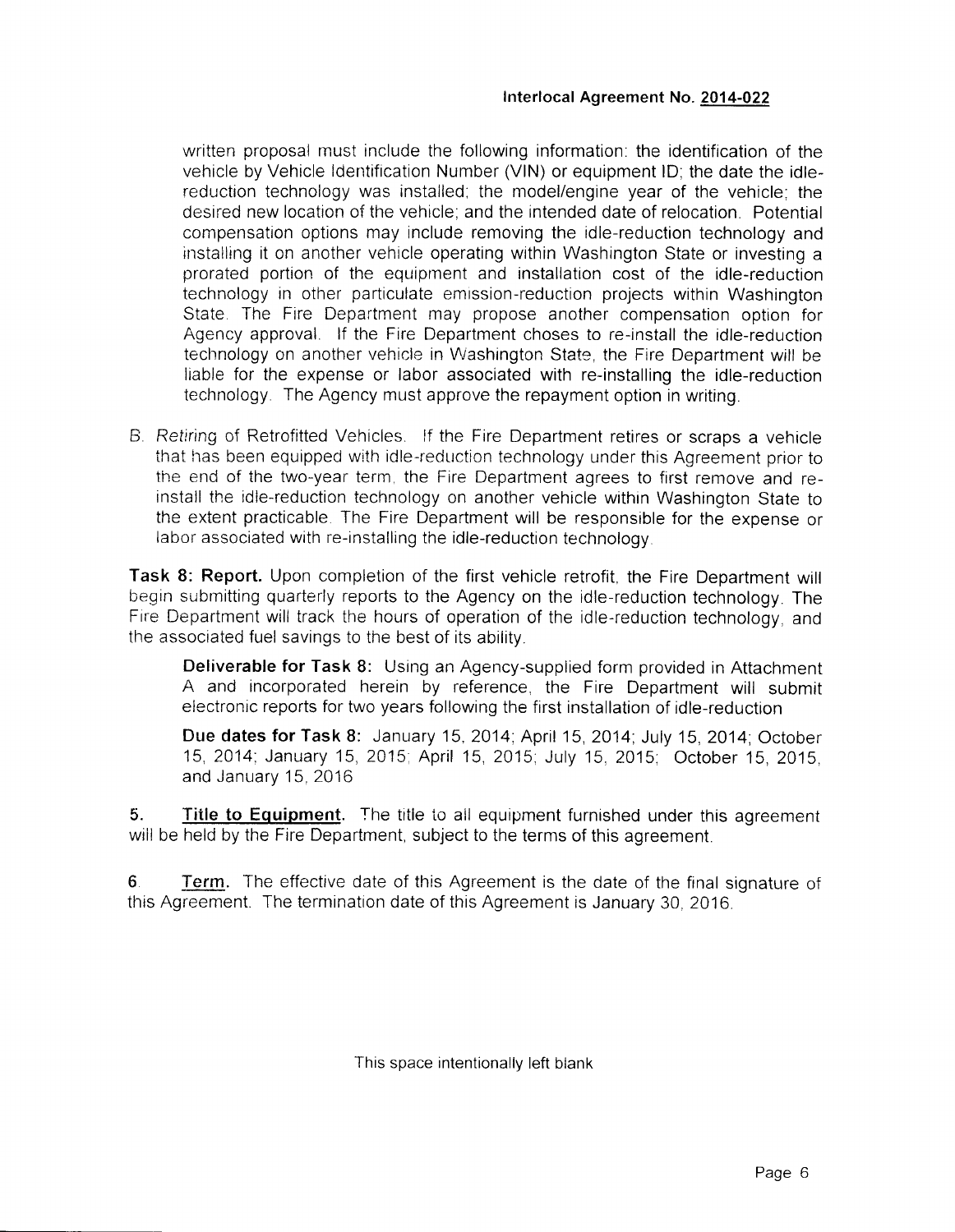written proposal must include the following information: the identification of the vehicle by Vehicle Identification Number (VIN) or equipment ID; the date the idle-reduction technology was installed; the model/engine year of the vehicle; the desired new location of the vehicle; and the intended date of relocation. Potential compensation options may include removing the idle-reduction technology and installing it on another vehicle operating within Washington State or investing a prorated portion of the equipment and installation cost of the idle-reduction technology in other particulate emission-reduction projects within Washington State. The Fire Department may propose another compensation option for Agency approval. If the Fire Department choses to re-install the idle-reduction technology on another vehicle in Washington State, the Fire Department will be liable for the expense or labor associated with re-installing the idle-reduction technology. The Agency must approve the repayment option in writing.

B. *Retiring* of Retrofitted Vehicles. If the Fire Department retires or scraps a vehicle that has been equipped with idle-reduction technology under this Agreement prior to the end of the two-year term, the Fire Department agrees to first remove and re-install the idle-reduction technology on another vehicle within Washington State to the extent practicable. The Fire Department will be responsible for the expense or labor associated with re-installing the idle-reduction technology.

**Task 8: Report.** Upon completion of the first vehicle retrofit, the Fire Department will begin submitting quarterly reports to the Agency on the idle-reduction technology. The Fire Department will track the hours of operation of the idle-reduction technology, and the associated fuel savings to the best of its ability.

> **Deliverable for Task 8:** Using an Agency-supplied form provided in Attachment A and incorporated herein by reference, the Fire Department will submit electronic reports for two years following the first installation of idle-reduction
>
> **Due dates for Task 8:** January 15, 2014; April 15, 2014; July 15, 2014; October 15, 2014; January 15, 2015; April 15, 2015; July 15, 2015; October 15, 2015, and January 15, 2016

**5. Title to Equipment.** The title to all equipment furnished under this agreement will be held by the Fire Department, subject to the terms of this agreement.

**6. Term.** The effective date of this Agreement is the date of the final signature of this Agreement. The termination date of this Agreement is January 30, 2016.

This space intentionally left blank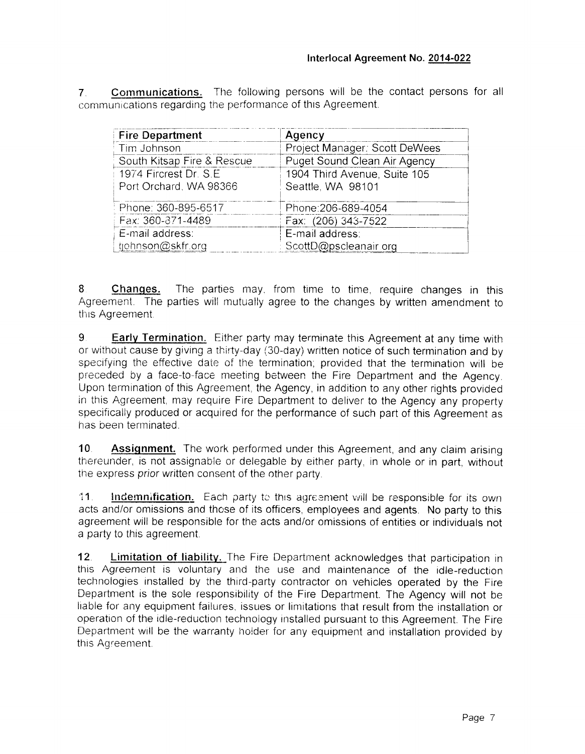**Interlocal Agreement No. 2014-022**

7. **Communications.** The following persons will be the contact persons for all communications regarding the performance of this Agreement.

| Fire Department | Agency |
|---|---|
| Tim Johnson | Project Manager: Scott DeWees |
| South Kitsap Fire & Rescue | Puget Sound Clean Air Agency |
| 1974 Fircrest Dr. S.E<br>Port Orchard, WA 98366 | 1904 Third Avenue, Suite 105<br>Seattle, WA 98101 |
| Phone: 360-895-6517 | Phone:206-689-4054 |
| Fax: 360-871-4489 | Fax: (206) 343-7522 |
| E-mail address:<br>tjohnson@skfr.org | E-mail address:<br>ScottD@pscleanair.org |

8. **Changes.** The parties may, from time to time, require changes in this Agreement. The parties will mutually agree to the changes by written amendment to this Agreement.

9. **Early Termination.** Either party may terminate this Agreement at any time with or without cause by giving a thirty-day (30-day) written notice of such termination and by specifying the effective date of the termination; provided that the termination will be preceded by a face-to-face meeting between the Fire Department and the Agency. Upon termination of this Agreement, the Agency, in addition to any other rights provided in this Agreement, may require Fire Department to deliver to the Agency any property specifically produced or acquired for the performance of such part of this Agreement as has been terminated.

10. **Assignment.** The work performed under this Agreement, and any claim arising thereunder, is not assignable or delegable by either party, in whole or in part, without the express *prior* written consent of the other party.

11. **Indemnification.** Each party to this agreement will be responsible for its own acts and/or omissions and those of its officers, employees and agents. No party to this agreement will be responsible for the acts and/or omissions of entities or individuals not a party to this agreement.

12. **Limitation of liability.** The Fire Department acknowledges that participation in this Agreement is voluntary and the use and maintenance of the idle-reduction technologies installed by the third-party contractor on vehicles operated by the Fire Department is the sole responsibility of the Fire Department. The Agency will not be liable for any equipment failures, issues or limitations that result from the installation or operation of the idle-reduction technology installed pursuant to this Agreement. The Fire Department will be the warranty holder for any equipment and installation provided by this Agreement.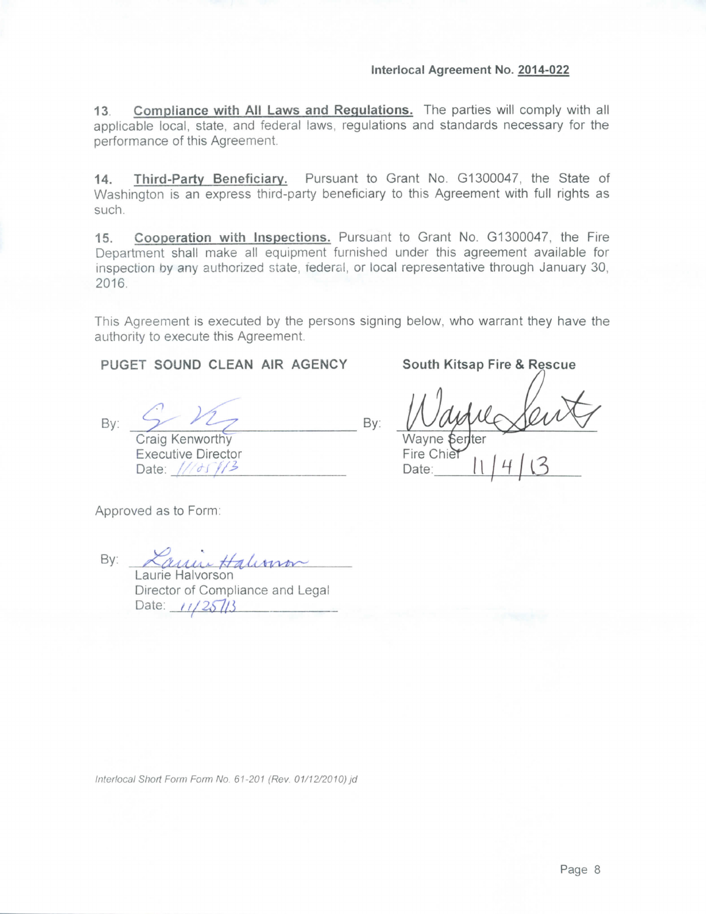**Interlocal Agreement No. 2014-022**

13. **Compliance with All Laws and Regulations.** The parties will comply with all applicable local, state, and federal laws, regulations and standards necessary for the performance of this Agreement.

14. **Third-Party Beneficiary.** Pursuant to Grant No. G1300047, the State of Washington is an express third-party beneficiary to this Agreement with full rights as such.

15. **Cooperation with Inspections.** Pursuant to Grant No. G1300047, the Fire Department shall make all equipment furnished under this agreement available for inspection by any authorized state, federal, or local representative through January 30, 2016.

This Agreement is executed by the persons signing below, who warrant they have the authority to execute this Agreement.

**PUGET SOUND CLEAN AIR AGENCY**

By: ____________________
Craig Kenworthy
Executive Director
Date: 11/25/13

**South Kitsap Fire & Rescue**

By: ____________________
Wayne Senter
Fire Chief
Date: 11/4/13

Approved as to Form:

By: ____________________
Laurie Halvorson
Director of Compliance and Legal
Date: 11/25/13

*Interlocal Short Form Form No. 61-201 (Rev. 01/12/2010) jd*